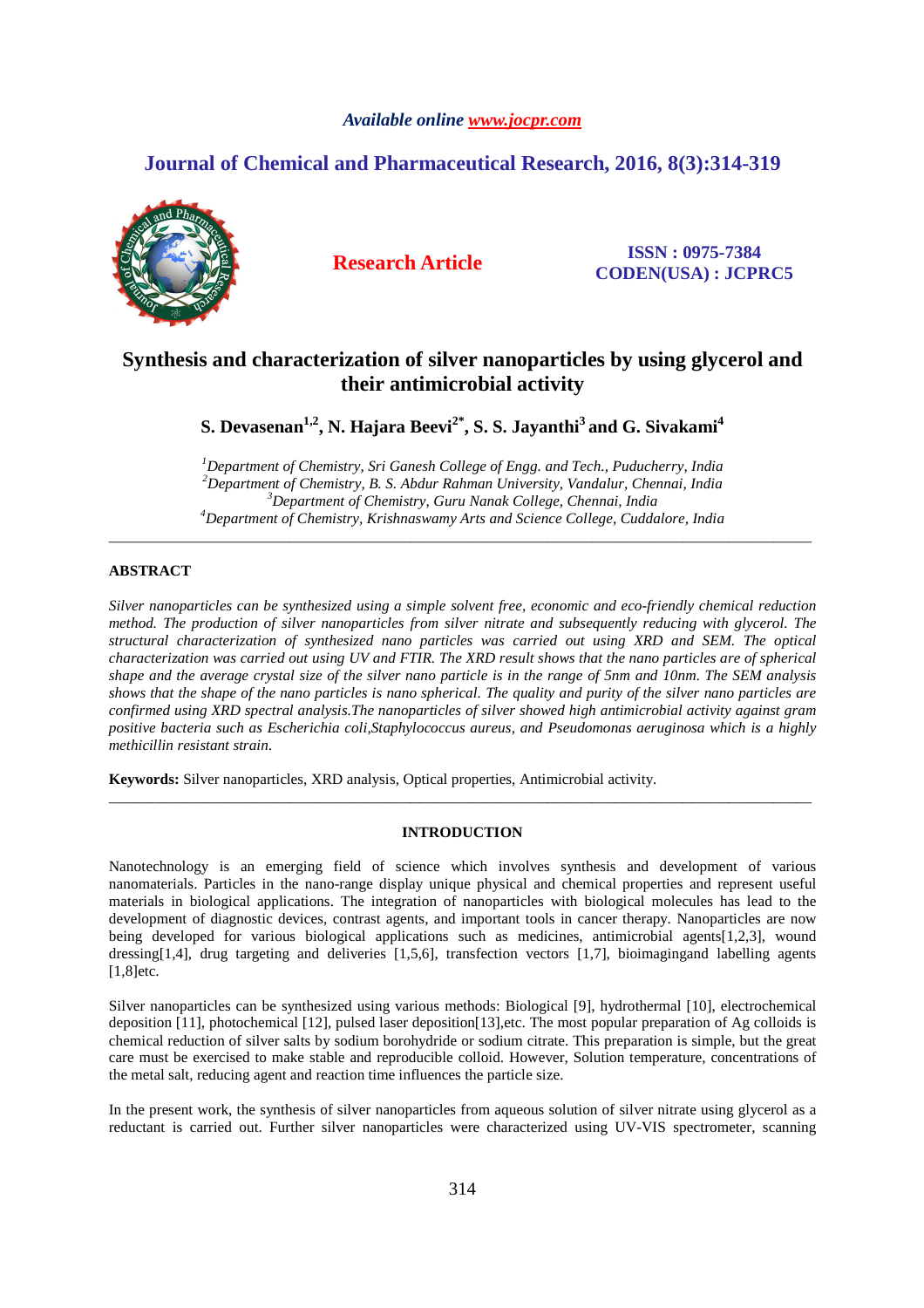*Available online www.jocpr.com*

## Journal of Chemical and Pharmaceutical Research, 2016, 8(3):314-319

**Research Article**

**ISSN : 0975-7384**
**CODEN(USA) : JCPRC5**

# Synthesis and characterization of silver nanoparticles by using glycerol and their antimicrobial activity

**S. Devasenan[1,2], N. Hajara Beevi[2*], S. S. Jayanthi[3] and G. Sivakami[4]**

*[1]Department of Chemistry, Sri Ganesh College of Engg. and Tech., Puducherry, India*
*[2]Department of Chemistry, B. S. Abdur Rahman University, Vandalur, Chennai, India*
*[3]Department of Chemistry, Guru Nanak College, Chennai, India*
*[4]Department of Chemistry, Krishnaswamy Arts and Science College, Cuddalore, India*

---

**ABSTRACT**

*Silver nanoparticles can be synthesized using a simple solvent free, economic and eco-friendly chemical reduction method. The production of silver nanoparticles from silver nitrate and subsequently reducing with glycerol. The structural characterization of synthesized nano particles was carried out using XRD and SEM. The optical characterization was carried out using UV and FTIR. The XRD result shows that the nano particles are of spherical shape and the average crystal size of the silver nano particle is in the range of 5nm and 10nm. The SEM analysis shows that the shape of the nano particles is nano spherical. The quality and purity of the silver nano particles are confirmed using XRD spectral analysis.The nanoparticles of silver showed high antimicrobial activity against gram positive bacteria such as Escherichia coli,Staphylococcus aureus, and Pseudomonas aeruginosa which is a highly methicillin resistant strain.*

**Keywords:** Silver nanoparticles, XRD analysis, Optical properties, Antimicrobial activity.

---

## INTRODUCTION

Nanotechnology is an emerging field of science which involves synthesis and development of various nanomaterials. Particles in the nano-range display unique physical and chemical properties and represent useful materials in biological applications. The integration of nanoparticles with biological molecules has lead to the development of diagnostic devices, contrast agents, and important tools in cancer therapy. Nanoparticles are now being developed for various biological applications such as medicines, antimicrobial agents[1,2,3], wound dressing[1,4], drug targeting and deliveries [1,5,6], transfection vectors [1,7], bioimagingand labelling agents [1,8]etc.

Silver nanoparticles can be synthesized using various methods: Biological [9], hydrothermal [10], electrochemical deposition [11], photochemical [12], pulsed laser deposition[13],etc. The most popular preparation of Ag colloids is chemical reduction of silver salts by sodium borohydride or sodium citrate. This preparation is simple, but the great care must be exercised to make stable and reproducible colloid. However, Solution temperature, concentrations of the metal salt, reducing agent and reaction time influences the particle size.

In the present work, the synthesis of silver nanoparticles from aqueous solution of silver nitrate using glycerol as a reductant is carried out. Further silver nanoparticles were characterized using UV-VIS spectrometer, scanning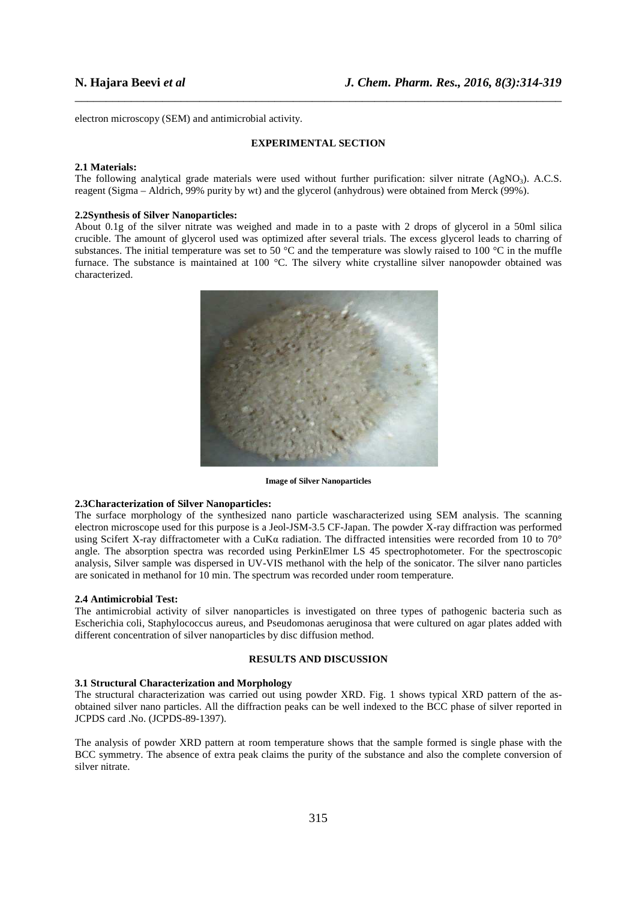electron microscopy (SEM) and antimicrobial activity.

## EXPERIMENTAL SECTION

### 2.1 Materials:

The following analytical grade materials were used without further purification: silver nitrate ($AgNO_3$). A.C.S. reagent (Sigma – Aldrich, 99% purity by wt) and the glycerol (anhydrous) were obtained from Merck (99%).

### 2.2Synthesis of Silver Nanoparticles:

About 0.1g of the silver nitrate was weighed and made in to a paste with 2 drops of glycerol in a 50ml silica crucible. The amount of glycerol used was optimized after several trials. The excess glycerol leads to charring of substances. The initial temperature was set to 50 °C and the temperature was slowly raised to 100 °C in the muffle furnace. The substance is maintained at 100 °C. The silvery white crystalline silver nanopowder obtained was characterized.

**Image of Silver Nanoparticles**

### 2.3Characterization of Silver Nanoparticles:

The surface morphology of the synthesized nano particle wascharacterized using SEM analysis. The scanning electron microscope used for this purpose is a Jeol-JSM-3.5 CF-Japan. The powder X-ray diffraction was performed using Scifert X-ray diffractometer with a CuKα radiation. The diffracted intensities were recorded from 10 to 70° angle. The absorption spectra was recorded using PerkinElmer LS 45 spectrophotometer. For the spectroscopic analysis, Silver sample was dispersed in UV-VIS methanol with the help of the sonicator. The silver nano particles are sonicated in methanol for 10 min. The spectrum was recorded under room temperature.

### 2.4 Antimicrobial Test:

The antimicrobial activity of silver nanoparticles is investigated on three types of pathogenic bacteria such as Escherichia coli, Staphylococcus aureus, and Pseudomonas aeruginosa that were cultured on agar plates added with different concentration of silver nanoparticles by disc diffusion method.

## RESULTS AND DISCUSSION

### 3.1 Structural Characterization and Morphology

The structural characterization was carried out using powder XRD. Fig. 1 shows typical XRD pattern of the as-obtained silver nano particles. All the diffraction peaks can be well indexed to the BCC phase of silver reported in JCPDS card .No. (JCPDS-89-1397).

The analysis of powder XRD pattern at room temperature shows that the sample formed is single phase with the BCC symmetry. The absence of extra peak claims the purity of the substance and also the complete conversion of silver nitrate.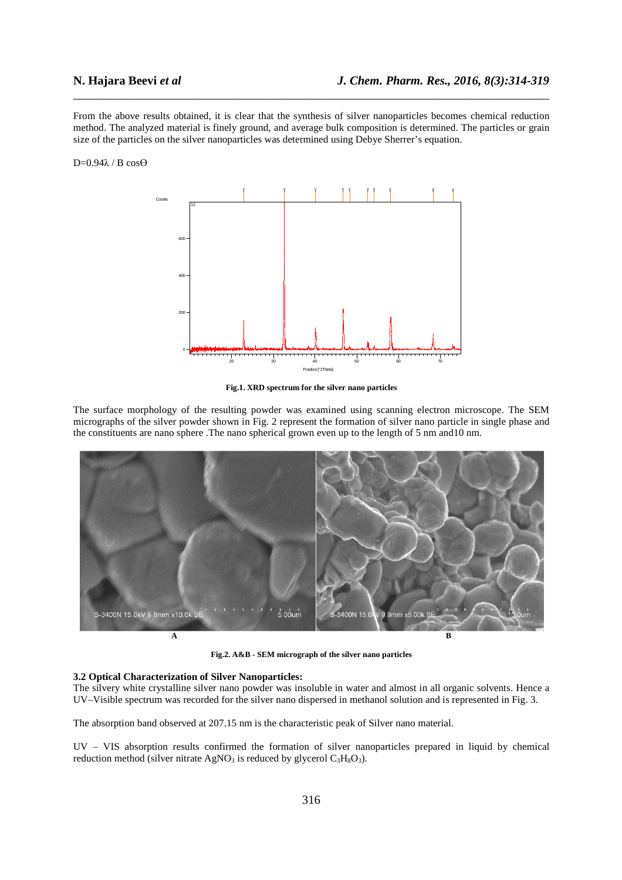From the above results obtained, it is clear that the synthesis of silver nanoparticles becomes chemical reduction method. The analyzed material is finely ground, and average bulk composition is determined. The particles or grain size of the particles on the silver nanoparticles was determined using Debye Sherrer's equation.

$D=0.94\lambda / B \cos\Theta$

Fig.1. XRD spectrum for the silver nano particles

The surface morphology of the resulting powder was examined using scanning electron microscope. The SEM micrographs of the silver powder shown in Fig. 2 represent the formation of silver nano particle in single phase and the constituents are nano sphere .The nano spherical grown even up to the length of 5 nm and10 nm.

Fig.2. A&B - SEM micrograph of the silver nano particles

**3.2 Optical Characterization of Silver Nanoparticles:**

The silvery white crystalline silver nano powder was insoluble in water and almost in all organic solvents. Hence a UV–Visible spectrum was recorded for the silver nano dispersed in methanol solution and is represented in Fig. 3.

The absorption band observed at 207.15 nm is the characteristic peak of Silver nano material.

UV – VIS absorption results confirmed the formation of silver nanoparticles prepared in liquid by chemical reduction method (silver nitrate $AgNO_3$ is reduced by glycerol $C_3H_8O_3$).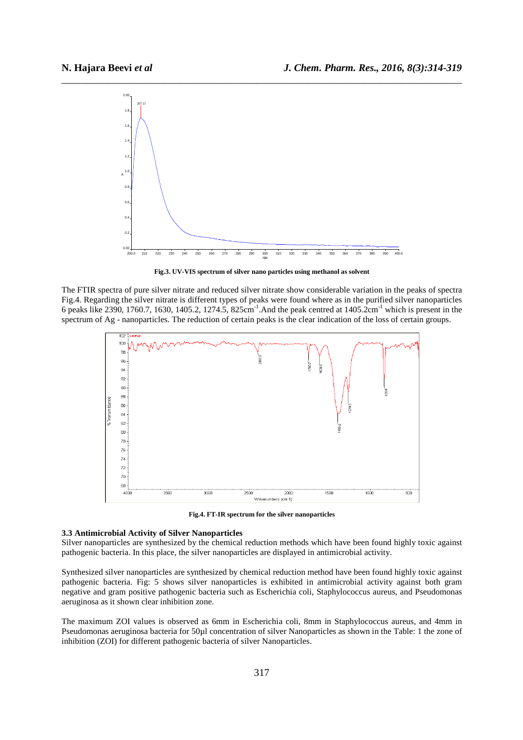Fig.3. UV-VIS spectrum of silver nano particles using methanol as solvent

The FTIR spectra of pure silver nitrate and reduced silver nitrate show considerable variation in the peaks of spectra Fig.4. Regarding the silver nitrate is different types of peaks were found where as in the purified silver nanoparticles 6 peaks like 2390, 1760.7, 1630, 1405.2, 1274.5, 825cm$^{-1}$.And the peak centred at 1405.2cm$^{-1}$ which is present in the spectrum of Ag - nanoparticles. The reduction of certain peaks is the clear indication of the loss of certain groups.

Fig.4. FT-IR spectrum for the silver nanoparticles

### 3.3 Antimicrobial Activity of Silver Nanoparticles

Silver nanoparticles are synthesized by the chemical reduction methods which have been found highly toxic against pathogenic bacteria. In this place, the silver nanoparticles are displayed in antimicrobial activity.

Synthesized silver nanoparticles are synthesized by chemical reduction method have been found highly toxic against pathogenic bacteria. Fig: 5 shows silver nanoparticles is exhibited in antimicrobial activity against both gram negative and gram positive pathogenic bacteria such as Escherichia coli, Staphylococcus aureus, and Pseudomonas aeruginosa as it shown clear inhibition zone.

The maximum ZOI values is observed as 6mm in Escherichia coli, 8mm in Staphylococcus aureus, and 4mm in Pseudomonas aeruginosa bacteria for 50µl concentration of silver Nanoparticles as shown in the Table: 1 the zone of inhibition (ZOI) for different pathogenic bacteria of silver Nanoparticles.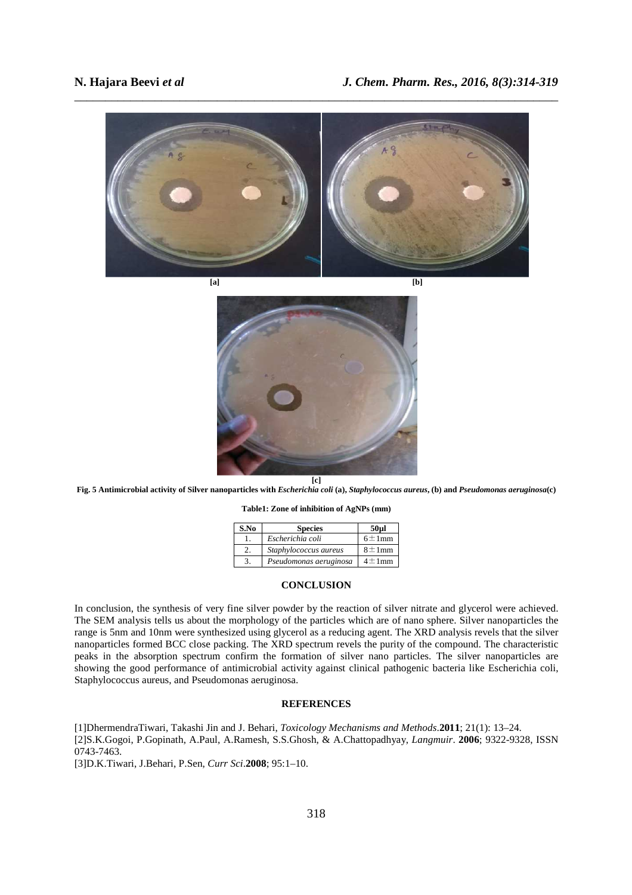[a] [b]

[c]

**Fig. 5 Antimicrobial activity of Silver nanoparticles with *Escherichia coli* (a), *Staphylococcus aureus*, (b) and *Pseudomonas aeruginosa*(c)**

**Table1: Zone of inhibition of AgNPs (mm)**

| S.No | Species | 50µl |
|---|---|---|
| 1. | *Escherichia coli* | $6\pm1$mm |
| 2. | *Staphylococcus aureus* | $8\pm1$mm |
| 3. | *Pseudomonas aeruginosa* | $4\pm1$mm |

## CONCLUSION

In conclusion, the synthesis of very fine silver powder by the reaction of silver nitrate and glycerol were achieved. The SEM analysis tells us about the morphology of the particles which are of nano sphere. Silver nanoparticles the range is 5nm and 10nm were synthesized using glycerol as a reducing agent. The XRD analysis revels that the silver nanoparticles formed BCC close packing. The XRD spectrum revels the purity of the compound. The characteristic peaks in the absorption spectrum confirm the formation of silver nano particles. The silver nanoparticles are showing the good performance of antimicrobial activity against clinical pathogenic bacteria like Escherichia coli, Staphylococcus aureus, and Pseudomonas aeruginosa.

## REFERENCES

[1]DhermendraTiwari, Takashi Jin and J. Behari, *Toxicology Mechanisms and Methods*.**2011**; 21(1): 13–24.

[2]S.K.Gogoi, P.Gopinath, A.Paul, A.Ramesh, S.S.Ghosh, & A.Chattopadhyay, *Langmuir*. **2006**; 9322-9328, ISSN 0743-7463.

[3]D.K.Tiwari, J.Behari, P.Sen, *Curr Sci*.**2008**; 95:1–10.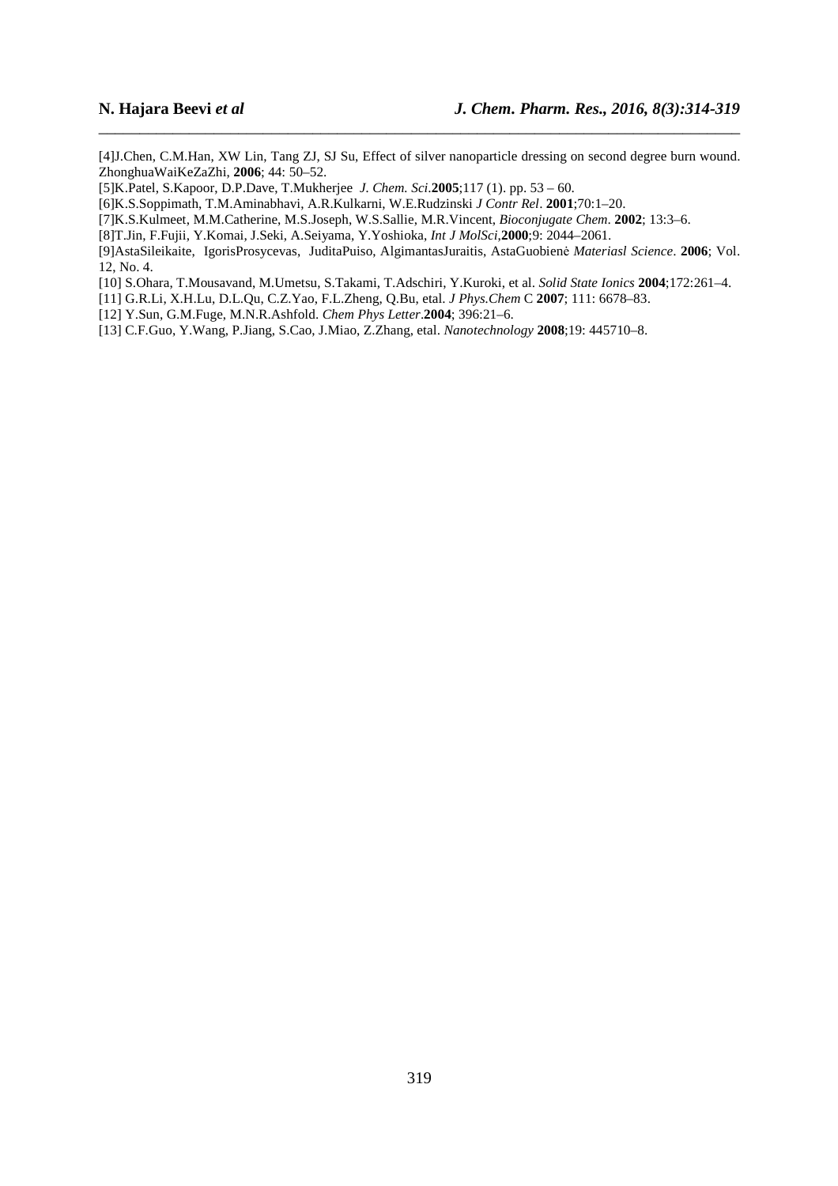[4]J.Chen, C.M.Han, XW Lin, Tang ZJ, SJ Su, Effect of silver nanoparticle dressing on second degree burn wound. ZhonghuaWaiKeZaZhi, **2006**; 44: 50–52.

[5]K.Patel, S.Kapoor, D.P.Dave, T.Mukherjee *J. Chem. Sci*.**2005**;117 (1). pp. 53 – 60.

[6]K.S.Soppimath, T.M.Aminabhavi, A.R.Kulkarni, W.E.Rudzinski *J Contr Rel*. **2001**;70:1–20.

[7]K.S.Kulmeet, M.M.Catherine, M.S.Joseph, W.S.Sallie, M.R.Vincent, *Bioconjugate Chem*. **2002**; 13:3–6.

[8]T.Jin, F.Fujii, Y.Komai, J.Seki, A.Seiyama, Y.Yoshioka, *Int J MolSci*,**2000**;9: 2044–2061.

[9]AstaSileikaite, IgorisProsycevas, JuditaPuiso, AlgimantasJuraitis, AstaGuobienė *Materiasl Science*. **2006**; Vol. 12, No. 4.

[10] S.Ohara, T.Mousavand, M.Umetsu, S.Takami, T.Adschiri, Y.Kuroki, et al. *Solid State Ionics* **2004**;172:261–4.

[11] G.R.Li, X.H.Lu, D.L.Qu, C.Z.Yao, F.L.Zheng, Q.Bu, etal. *J Phys.Chem* C **2007**; 111: 6678–83.

[12] Y.Sun, G.M.Fuge, M.N.R.Ashfold. *Chem Phys Letter*.**2004**; 396:21–6.

[13] C.F.Guo, Y.Wang, P.Jiang, S.Cao, J.Miao, Z.Zhang, etal. *Nanotechnology* **2008**;19: 445710–8.